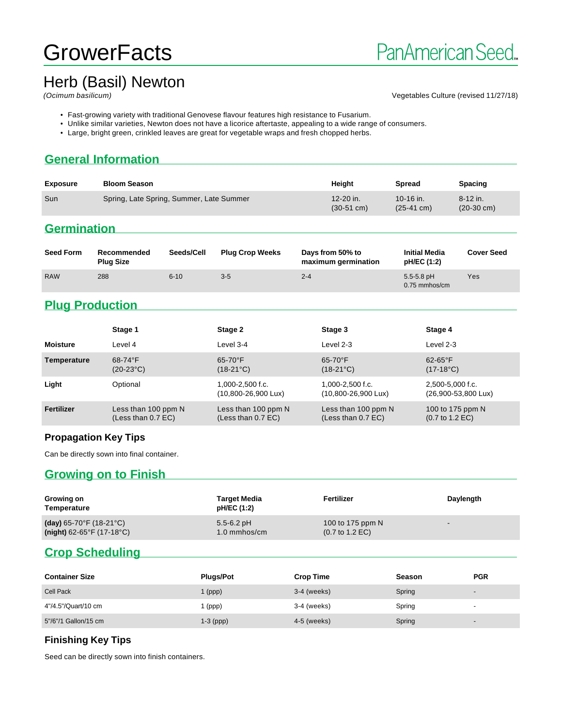# GrowerFacts

PanAmerican Seed

## Herb (Basil) Newton

*(Ocimum basilicum)*

Vegetables Culture (revised 11/27/18)

- Fast-growing variety with traditional Genovese flavour features high resistance to Fusarium.
- Unlike similar varieties, Newton does not have a licorice aftertaste, appealing to a wide range of consumers.
- Large, bright green, crinkled leaves are great for vegetable wraps and fresh chopped herbs.

## General Information

| Exposure | Bloom Season | Height | Spread | Spacing |
|---|---|---|---|---|
| Sun | Spring, Late Spring, Summer, Late Summer | 12-20 in. (30-51 cm) | 10-16 in. (25-41 cm) | 8-12 in. (20-30 cm) |

## Germination

| Seed Form | Recommended Plug Size | Seeds/Cell | Plug Crop Weeks | Days from 50% to maximum germination | Initial Media pH/EC (1:2) | Cover Seed |
|---|---|---|---|---|---|---|
| RAW | 288 | 6-10 | 3-5 | 2-4 | 5.5-5.8 pH 0.75 mmhos/cm | Yes |

## Plug Production

| | Stage 1 | Stage 2 | Stage 3 | Stage 4 |
|---|---|---|---|---|
| **Moisture** | Level 4 | Level 3-4 | Level 2-3 | Level 2-3 |
| **Temperature** | 68-74°F (20-23°C) | 65-70°F (18-21°C) | 65-70°F (18-21°C) | 62-65°F (17-18°C) |
| **Light** | Optional | 1,000-2,500 f.c. (10,800-26,900 Lux) | 1,000-2,500 f.c. (10,800-26,900 Lux) | 2,500-5,000 f.c. (26,900-53,800 Lux) |
| **Fertilizer** | Less than 100 ppm N (Less than 0.7 EC) | Less than 100 ppm N (Less than 0.7 EC) | Less than 100 ppm N (Less than 0.7 EC) | 100 to 175 ppm N (0.7 to 1.2 EC) |

### Propagation Key Tips

Can be directly sown into final container.

## Growing on to Finish

| Growing on Temperature | Target Media pH/EC (1:2) | Fertilizer | Daylength |
|---|---|---|---|
| **(day)** 65-70°F (18-21°C) **(night)** 62-65°F (17-18°C) | 5.5-6.2 pH 1.0 mmhos/cm | 100 to 175 ppm N (0.7 to 1.2 EC) | - |

## Crop Scheduling

| Container Size | Plugs/Pot | Crop Time | Season | PGR |
|---|---|---|---|---|
| Cell Pack | 1 (ppp) | 3-4 (weeks) | Spring | - |
| 4"/4.5"/Quart/10 cm | 1 (ppp) | 3-4 (weeks) | Spring | - |
| 5"/6"/1 Gallon/15 cm | 1-3 (ppp) | 4-5 (weeks) | Spring | - |

### Finishing Key Tips

Seed can be directly sown into finish containers.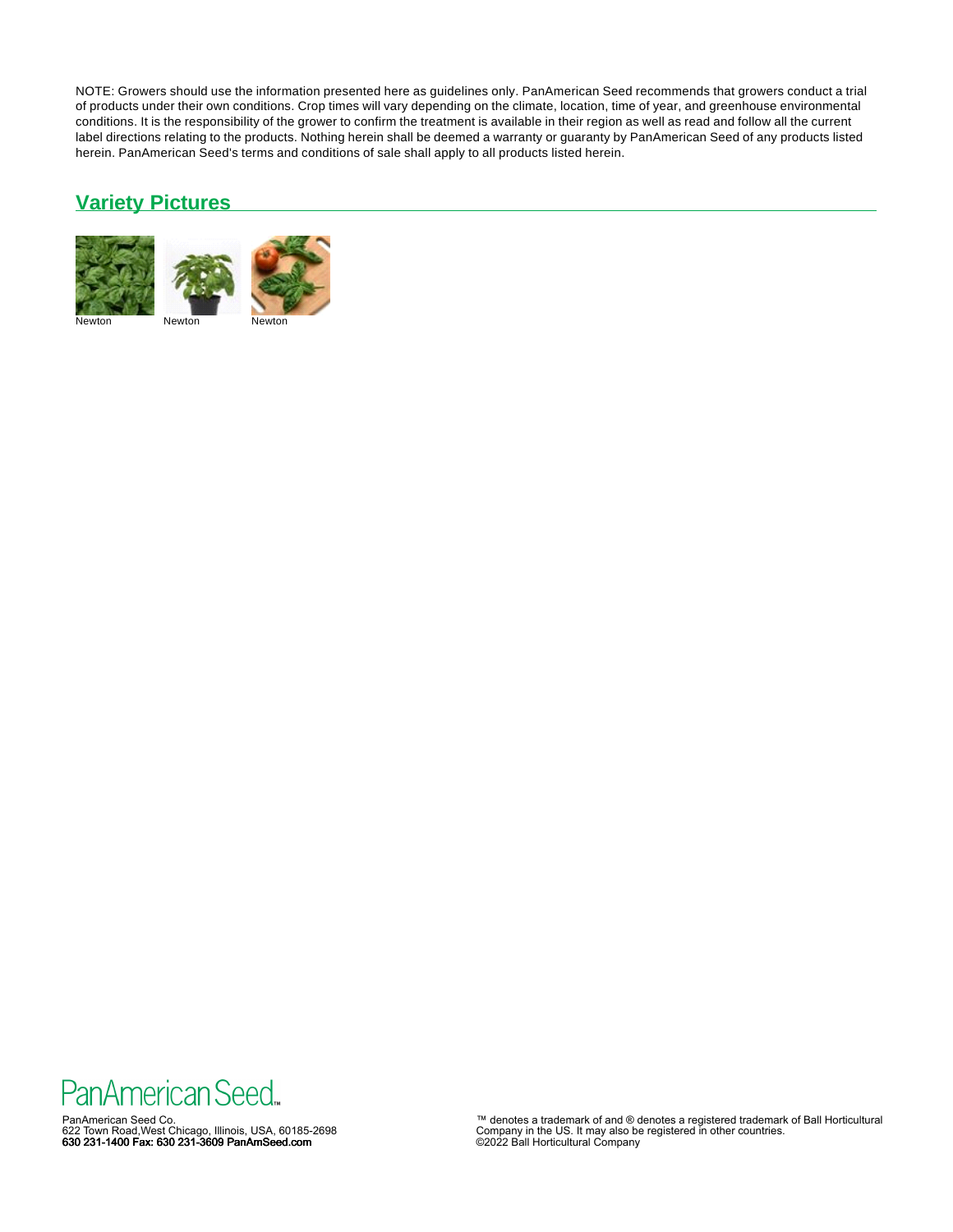NOTE: Growers should use the information presented here as guidelines only. PanAmerican Seed recommends that growers conduct a trial of products under their own conditions. Crop times will vary depending on the climate, location, time of year, and greenhouse environmental conditions. It is the responsibility of the grower to confirm the treatment is available in their region as well as read and follow all the current label directions relating to the products. Nothing herein shall be deemed a warranty or guaranty by PanAmerican Seed of any products listed herein. PanAmerican Seed's terms and conditions of sale shall apply to all products listed herein.

## Variety Pictures

Newton

Newton

Newton

PanAmerican Seed™

PanAmerican Seed Co.
622 Town Road,West Chicago, Illinois, USA, 60185-2698
**630 231-1400 Fax: 630 231-3609 PanAmSeed.com**

™ denotes a trademark of and ® denotes a registered trademark of Ball Horticultural Company in the US. It may also be registered in other countries.
©2022 Ball Horticultural Company